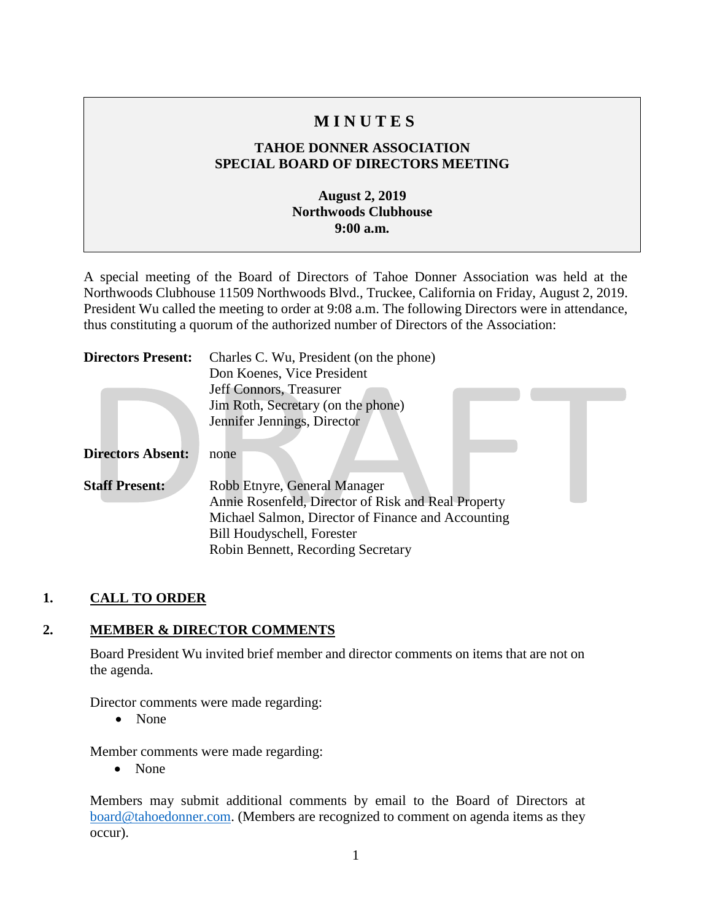# MINUTES

## TAHOE DONNER ASSOCIATION
## SPECIAL BOARD OF DIRECTORS MEETING

**August 2, 2019**
**Northwoods Clubhouse**
**9:00 a.m.**

A special meeting of the Board of Directors of Tahoe Donner Association was held at the Northwoods Clubhouse 11509 Northwoods Blvd., Truckee, California on Friday, August 2, 2019. President Wu called the meeting to order at 9:08 a.m. The following Directors were in attendance, thus constituting a quorum of the authorized number of Directors of the Association:

**Directors Present:**
Charles C. Wu, President (on the phone)
Don Koenes, Vice President
Jeff Connors, Treasurer
Jim Roth, Secretary (on the phone)
Jennifer Jennings, Director

**Directors Absent:** none

**Staff Present:**
Robb Etnyre, General Manager
Annie Rosenfeld, Director of Risk and Real Property
Michael Salmon, Director of Finance and Accounting
Bill Houdyschell, Forester
Robin Bennett, Recording Secretary

## 1. CALL TO ORDER

## 2. MEMBER & DIRECTOR COMMENTS

Board President Wu invited brief member and director comments on items that are not on the agenda.

Director comments were made regarding:

- None

Member comments were made regarding:

- None

Members may submit additional comments by email to the Board of Directors at board@tahoedonner.com. (Members are recognized to comment on agenda items as they occur).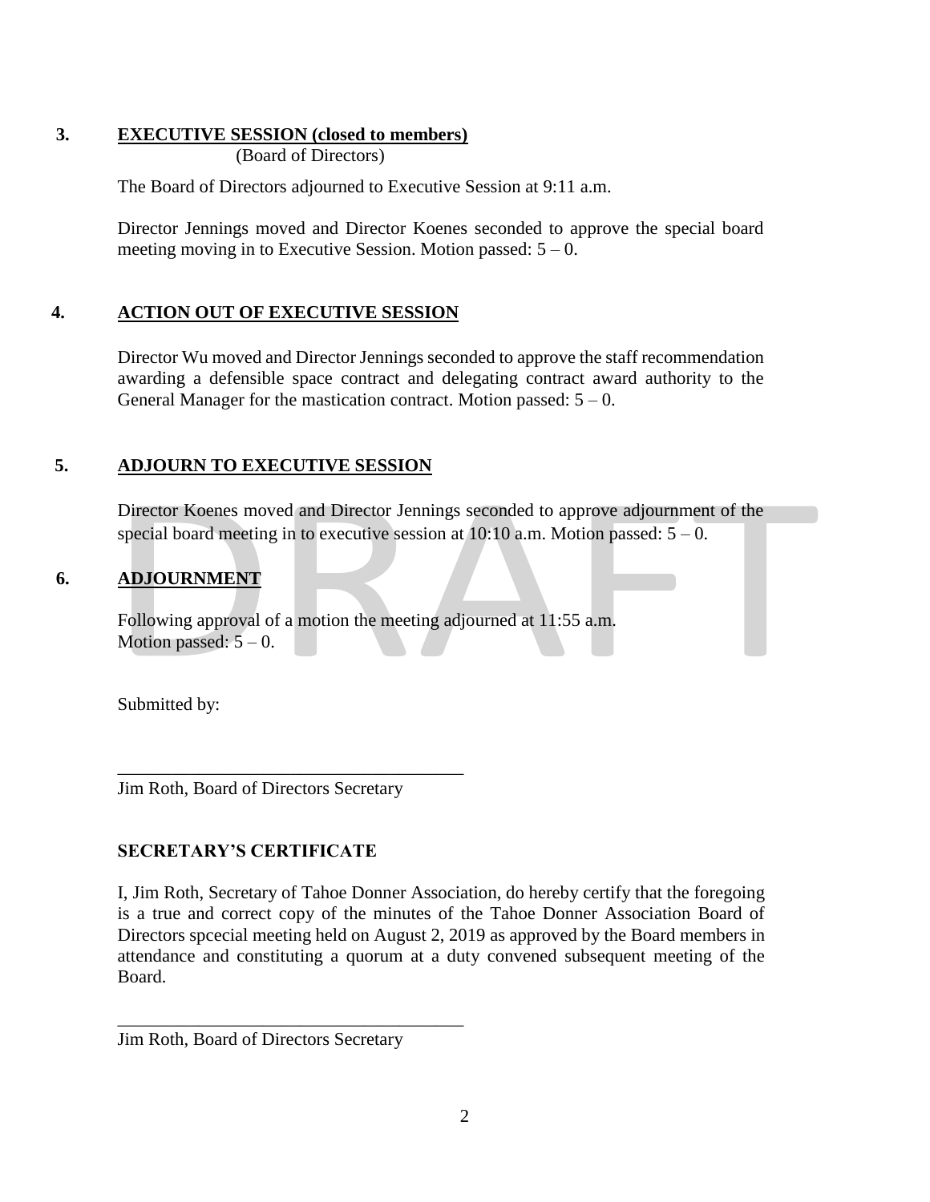## 3. EXECUTIVE SESSION (closed to members)

(Board of Directors)

The Board of Directors adjourned to Executive Session at 9:11 a.m.

Director Jennings moved and Director Koenes seconded to approve the special board meeting moving in to Executive Session. Motion passed: 5 – 0.

## 4. ACTION OUT OF EXECUTIVE SESSION

Director Wu moved and Director Jennings seconded to approve the staff recommendation awarding a defensible space contract and delegating contract award authority to the General Manager for the mastication contract. Motion passed: 5 – 0.

## 5. ADJOURN TO EXECUTIVE SESSION

Director Koenes moved and Director Jennings seconded to approve adjournment of the special board meeting in to executive session at 10:10 a.m. Motion passed: 5 – 0.

## 6. ADJOURNMENT

Following approval of a motion the meeting adjourned at 11:55 a.m.
Motion passed: 5 – 0.

Submitted by:

\_\_\_\_\_\_\_\_\_\_\_\_\_\_\_\_\_\_\_\_\_\_\_\_\_\_\_\_\_\_\_\_\_\_\_\_\_\_

Jim Roth, Board of Directors Secretary

**SECRETARY'S CERTIFICATE**

I, Jim Roth, Secretary of Tahoe Donner Association, do hereby certify that the foregoing is a true and correct copy of the minutes of the Tahoe Donner Association Board of Directors spcecial meeting held on August 2, 2019 as approved by the Board members in attendance and constituting a quorum at a duty convened subsequent meeting of the Board.

\_\_\_\_\_\_\_\_\_\_\_\_\_\_\_\_\_\_\_\_\_\_\_\_\_\_\_\_\_\_\_\_\_\_\_\_\_\_

Jim Roth, Board of Directors Secretary

DRAFT